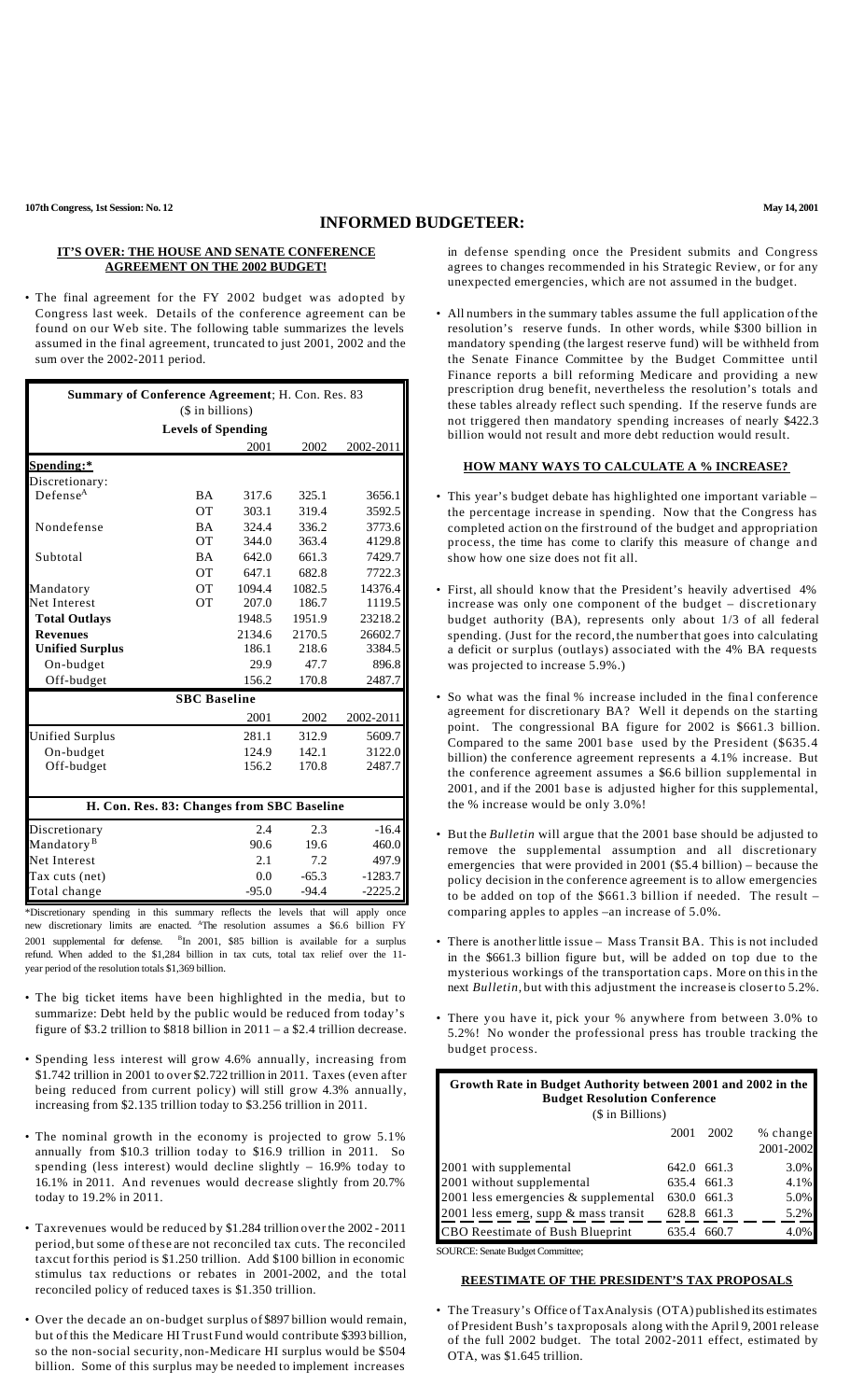# INFORMED BUDGETEER:

## IT'S OVER: THE HOUSE AND SENATE CONFERENCE AGREEMENT ON THE 2002 BUDGET!

- The final agreement for the FY 2002 budget was adopted by Congress last week. Details of the conference agreement can be found on our Web site. The following table summarizes the levels assumed in the final agreement, truncated to just 2001, 2002 and the sum over the 2002-2011 period.

| Summary of Conference Agreement; H. Con. Res. 83 ($ in billions) | | | | |
|---|---|---|---|---|
| **Levels of Spending** | | | | |
| | | 2001 | 2002 | 2002-2011 |
| **Spending:*** | | | | |
| Discretionary: | | | | |
| Defense[A] | BA | 317.6 | 325.1 | 3656.1 |
| | OT | 303.1 | 319.4 | 3592.5 |
| Nondefense | BA | 324.4 | 336.2 | 3773.6 |
| | OT | 344.0 | 363.4 | 4129.8 |
| Subtotal | BA | 642.0 | 661.3 | 7429.7 |
| | OT | 647.1 | 682.8 | 7722.3 |
| Mandatory | OT | 1094.4 | 1082.5 | 14376.4 |
| Net Interest | OT | 207.0 | 186.7 | 1119.5 |
| **Total Outlays** | | 1948.5 | 1951.9 | 23218.2 |
| **Revenues** | | 2134.6 | 2170.5 | 26602.7 |
| **Unified Surplus** | | 186.1 | 218.6 | 3384.5 |
| On-budget | | 29.9 | 47.7 | 896.8 |
| Off-budget | | 156.2 | 170.8 | 2487.7 |
| **SBC Baseline** | | | | |
| | | 2001 | 2002 | 2002-2011 |
| Unified Surplus | | 281.1 | 312.9 | 5609.7 |
| On-budget | | 124.9 | 142.1 | 3122.0 |
| Off-budget | | 156.2 | 170.8 | 2487.7 |
| **H. Con. Res. 83: Changes from SBC Baseline** | | | | |
| Discretionary | | 2.4 | 2.3 | -16.4 |
| Mandatory[B] | | 90.6 | 19.6 | 460.0 |
| Net Interest | | 2.1 | 7.2 | 497.9 |
| Tax cuts (net) | | 0.0 | -65.3 | -1283.7 |
| Total change | | -95.0 | -94.4 | -2225.2 |

*Discretionary spending in this summary reflects the levels that will apply once new discretionary limits are enacted. [A]The resolution assumes a $6.6 billion FY 2001 supplemental for defense. [B]In 2001, $85 billion is available for a surplus refund. When added to the $1,284 billion in tax cuts, total tax relief over the 11-year period of the resolution totals $1,369 billion.

- The big ticket items have been highlighted in the media, but to summarize: Debt held by the public would be reduced from today's figure of $3.2 trillion to $818 billion in 2011 – a $2.4 trillion decrease.

- Spending less interest will grow 4.6% annually, increasing from $1.742 trillion in 2001 to over $2.722 trillion in 2011. Taxes (even after being reduced from current policy) will still grow 4.3% annually, increasing from $2.135 trillion today to $3.256 trillion in 2011.

- The nominal growth in the economy is projected to grow 5.1% annually from $10.3 trillion today to $16.9 trillion in 2011. So spending (less interest) would decline slightly – 16.9% today to 16.1% in 2011. And revenues would decrease slightly from 20.7% today to 19.2% in 2011.

- Taxrevenues would be reduced by $1.284 trillion over the 2002 - 2011 period, but some of these are not reconciled tax cuts. The reconciled taxcut for this period is $1.250 trillion. Add $100 billion in economic stimulus tax reductions or rebates in 2001-2002, and the total reconciled policy of reduced taxes is $1.350 trillion.

- Over the decade an on-budget surplus of $897 billion would remain, but of this the Medicare HI Trust Fund would contribute $393 billion, so the non-social security, non-Medicare HI surplus would be $504 billion. Some of this surplus may be needed to implement increases in defense spending once the President submits and Congress agrees to changes recommended in his Strategic Review, or for any unexpected emergencies, which are not assumed in the budget.

- All numbers in the summary tables assume the full application of the resolution's reserve funds. In other words, while $300 billion in mandatory spending (the largest reserve fund) will be withheld from the Senate Finance Committee by the Budget Committee until Finance reports a bill reforming Medicare and providing a new prescription drug benefit, nevertheless the resolution's totals and these tables already reflect such spending. If the reserve funds are not triggered then mandatory spending increases of nearly $422.3 billion would not result and more debt reduction would result.

## HOW MANY WAYS TO CALCULATE A % INCREASE?

- This year's budget debate has highlighted one important variable – the percentage increase in spending. Now that the Congress has completed action on the firstround of the budget and appropriation process, the time has come to clarify this measure of change and show how one size does not fit all.

- First, all should know that the President's heavily advertised 4% increase was only one component of the budget – discretionary budget authority (BA), represents only about 1/3 of all federal spending. (Just for the record, the number that goes into calculating a deficit or surplus (outlays) associated with the 4% BA requests was projected to increase 5.9%.)

- So what was the final % increase included in the final conference agreement for discretionary BA? Well it depends on the starting point. The congressional BA figure for 2002 is $661.3 billion. Compared to the same 2001 base used by the President ($635.4 billion) the conference agreement represents a 4.1% increase. But the conference agreement assumes a $6.6 billion supplemental in 2001, and if the 2001 base is adjusted higher for this supplemental, the % increase would be only 3.0%!

- But the *Bulletin* will argue that the 2001 base should be adjusted to remove the supplemental assumption and all discretionary emergencies that were provided in 2001 ($5.4 billion) – because the policy decision in the conference agreement is to allow emergencies to be added on top of the $661.3 billion if needed. The result – comparing apples to apples –an increase of 5.0%.

- There is another little issue – Mass Transit BA. This is not included in the $661.3 billion figure but, will be added on top due to the mysterious workings of the transportation caps. More on this in the next *Bulletin*, but with this adjustment the increase is closer to 5.2%.

- There you have it, pick your % anywhere from between 3.0% to 5.2%! No wonder the professional press has trouble tracking the budget process.

| Growth Rate in Budget Authority between 2001 and 2002 in the Budget Resolution Conference ($ in Billions) | | | |
|---|---|---|---|
| | 2001 | 2002 | % change 2001-2002 |
| 2001 with supplemental | 642.0 | 661.3 | 3.0% |
| 2001 without supplemental | 635.4 | 661.3 | 4.1% |
| 2001 less emergencies & supplemental | 630.0 | 661.3 | 5.0% |
| 2001 less emerg, supp & mass transit | 628.8 | 661.3 | 5.2% |
| CBO Reestimate of Bush Blueprint | 635.4 | 660.7 | 4.0% |

SOURCE: Senate Budget Committee;

## REESTIMATE OF THE PRESIDENT'S TAX PROPOSALS

- The Treasury's Office of TaxAnalysis (OTA) published its estimates of President Bush's taxproposals along with the April 9, 2001 release of the full 2002 budget. The total 2002-2011 effect, estimated by OTA, was $1.645 trillion.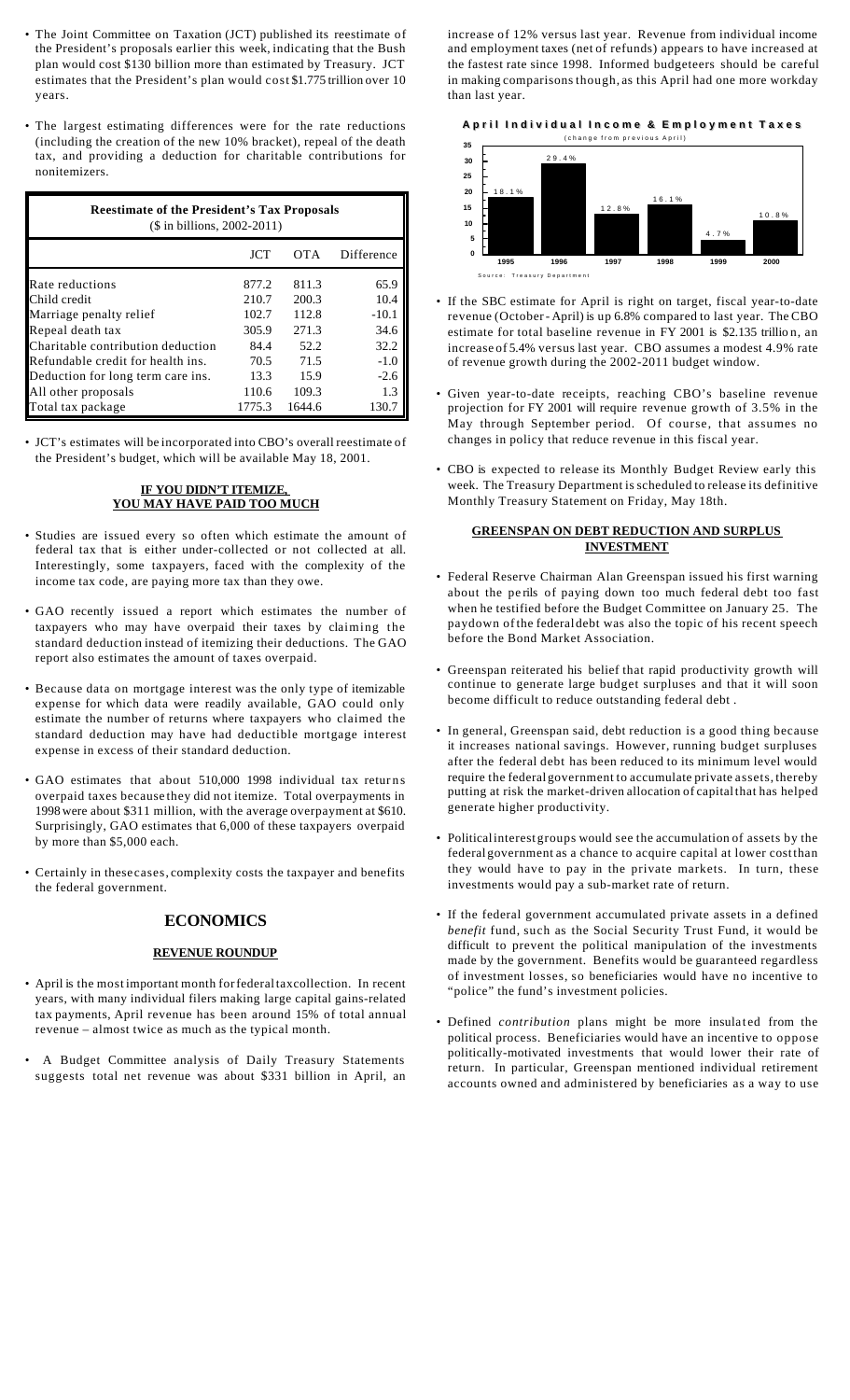- The Joint Committee on Taxation (JCT) published its reestimate of the President's proposals earlier this week, indicating that the Bush plan would cost $130 billion more than estimated by Treasury. JCT estimates that the President's plan would cost $1.775 trillion over 10 years.

- The largest estimating differences were for the rate reductions (including the creation of the new 10% bracket), repeal of the death tax, and providing a deduction for charitable contributions for nonitemizers.

**Reestimate of the President's Tax Proposals**
($ in billions, 2002-2011)

| | JCT | OTA | Difference |
|---|---|---|---|
| Rate reductions | 877.2 | 811.3 | 65.9 |
| Child credit | 210.7 | 200.3 | 10.4 |
| Marriage penalty relief | 102.7 | 112.8 | -10.1 |
| Repeal death tax | 305.9 | 271.3 | 34.6 |
| Charitable contribution deduction | 84.4 | 52.2 | 32.2 |
| Refundable credit for health ins. | 70.5 | 71.5 | -1.0 |
| Deduction for long term care ins. | 13.3 | 15.9 | -2.6 |
| All other proposals | 110.6 | 109.3 | 1.3 |
| Total tax package | 1775.3 | 1644.6 | 130.7 |

- JCT's estimates will be incorporated into CBO's overall reestimate of the President's budget, which will be available May 18, 2001.

### IF YOU DIDN'T ITEMIZE, YOU MAY HAVE PAID TOO MUCH

- Studies are issued every so often which estimate the amount of federal tax that is either under-collected or not collected at all. Interestingly, some taxpayers, faced with the complexity of the income tax code, are paying more tax than they owe.

- GAO recently issued a report which estimates the number of taxpayers who may have overpaid their taxes by claiming the standard deduction instead of itemizing their deductions. The GAO report also estimates the amount of taxes overpaid.

- Because data on mortgage interest was the only type of itemizable expense for which data were readily available, GAO could only estimate the number of returns where taxpayers who claimed the standard deduction may have had deductible mortgage interest expense in excess of their standard deduction.

- GAO estimates that about 510,000 1998 individual tax returns overpaid taxes because they did not itemize. Total overpayments in 1998 were about $311 million, with the average overpayment at $610. Surprisingly, GAO estimates that 6,000 of these taxpayers overpaid by more than $5,000 each.

- Certainly in these cases, complexity costs the taxpayer and benefits the federal government.

## ECONOMICS

### REVENUE ROUNDUP

- April is the most important month for federal tax collection. In recent years, with many individual filers making large capital gains-related tax payments, April revenue has been around 15% of total annual revenue – almost twice as much as the typical month.

- A Budget Committee analysis of Daily Treasury Statements suggests total net revenue was about $331 billion in April, an increase of 12% versus last year. Revenue from individual income and employment taxes (net of refunds) appears to have increased at the fastest rate since 1998. Informed budgeteers should be careful in making comparisons though, as this April had one more workday than last year.

**April Individual Income & Employment Taxes**
(change from previous April)

| 1995 | 1996 | 1997 | 1998 | 1999 | 2000 |
|---|---|---|---|---|---|
| 18.1% | 29.4% | 12.8% | 16.1% | 4.7% | 10.8% |

Source: Treasury Department

- If the SBC estimate for April is right on target, fiscal year-to-date revenue (October - April) is up 6.8% compared to last year. The CBO estimate for total baseline revenue in FY 2001 is $2.135 trillion, an increase of 5.4% versus last year. CBO assumes a modest 4.9% rate of revenue growth during the 2002-2011 budget window.

- Given year-to-date receipts, reaching CBO's baseline revenue projection for FY 2001 will require revenue growth of 3.5% in the May through September period. Of course, that assumes no changes in policy that reduce revenue in this fiscal year.

- CBO is expected to release its Monthly Budget Review early this week. The Treasury Department is scheduled to release its definitive Monthly Treasury Statement on Friday, May 18th.

### GREENSPAN ON DEBT REDUCTION AND SURPLUS INVESTMENT

- Federal Reserve Chairman Alan Greenspan issued his first warning about the perils of paying down too much federal debt too fast when he testified before the Budget Committee on January 25. The paydown of the federal debt was also the topic of his recent speech before the Bond Market Association.

- Greenspan reiterated his belief that rapid productivity growth will continue to generate large budget surpluses and that it will soon become difficult to reduce outstanding federal debt .

- In general, Greenspan said, debt reduction is a good thing because it increases national savings. However, running budget surpluses after the federal debt has been reduced to its minimum level would require the federal government to accumulate private assets, thereby putting at risk the market-driven allocation of capital that has helped generate higher productivity.

- Political interest groups would see the accumulation of assets by the federal government as a chance to acquire capital at lower cost than they would have to pay in the private markets. In turn, these investments would pay a sub-market rate of return.

- If the federal government accumulated private assets in a defined *benefit* fund, such as the Social Security Trust Fund, it would be difficult to prevent the political manipulation of the investments made by the government. Benefits would be guaranteed regardless of investment losses, so beneficiaries would have no incentive to "police" the fund's investment policies.

- Defined *contribution* plans might be more insulated from the political process. Beneficiaries would have an incentive to oppose politically-motivated investments that would lower their rate of return. In particular, Greenspan mentioned individual retirement accounts owned and administered by beneficiaries as a way to use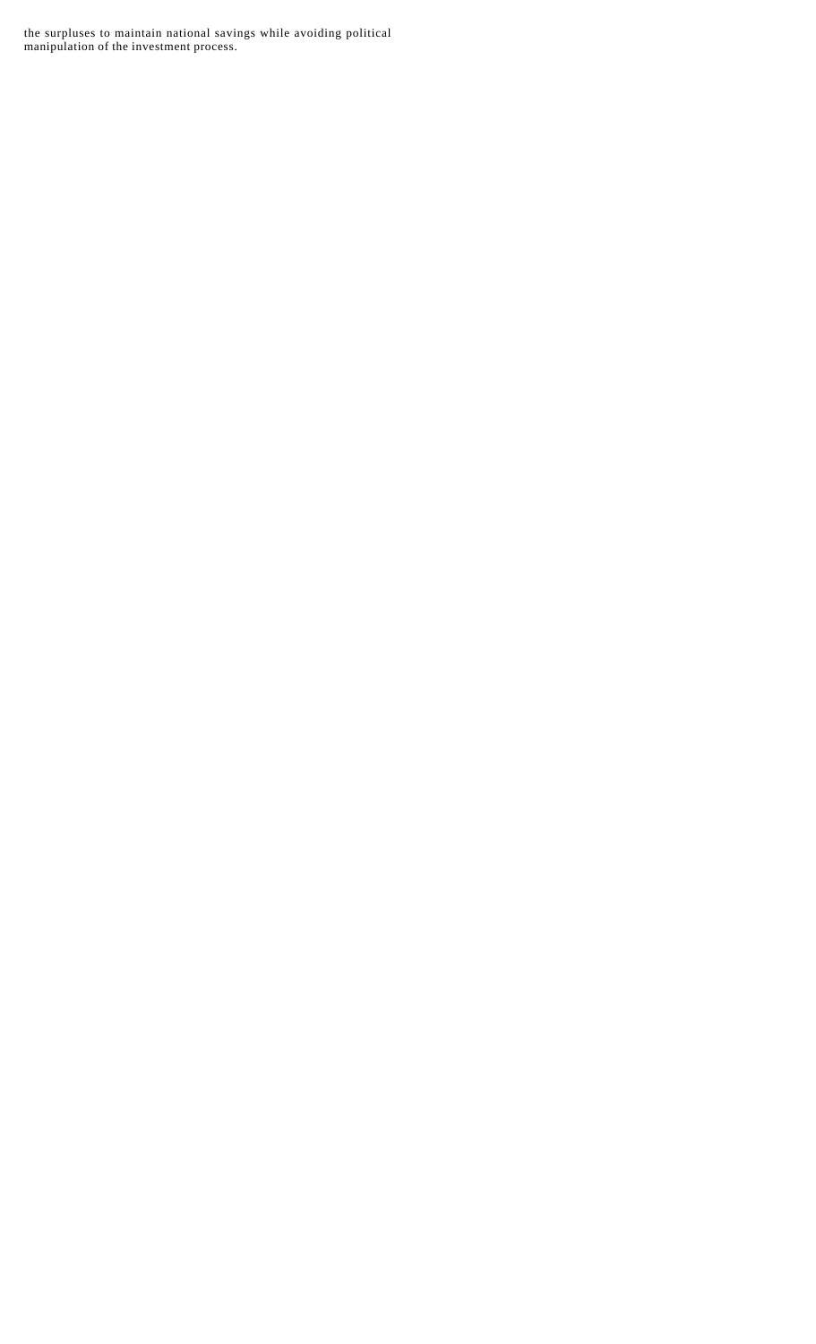the surpluses to maintain national savings while avoiding political manipulation of the investment process.